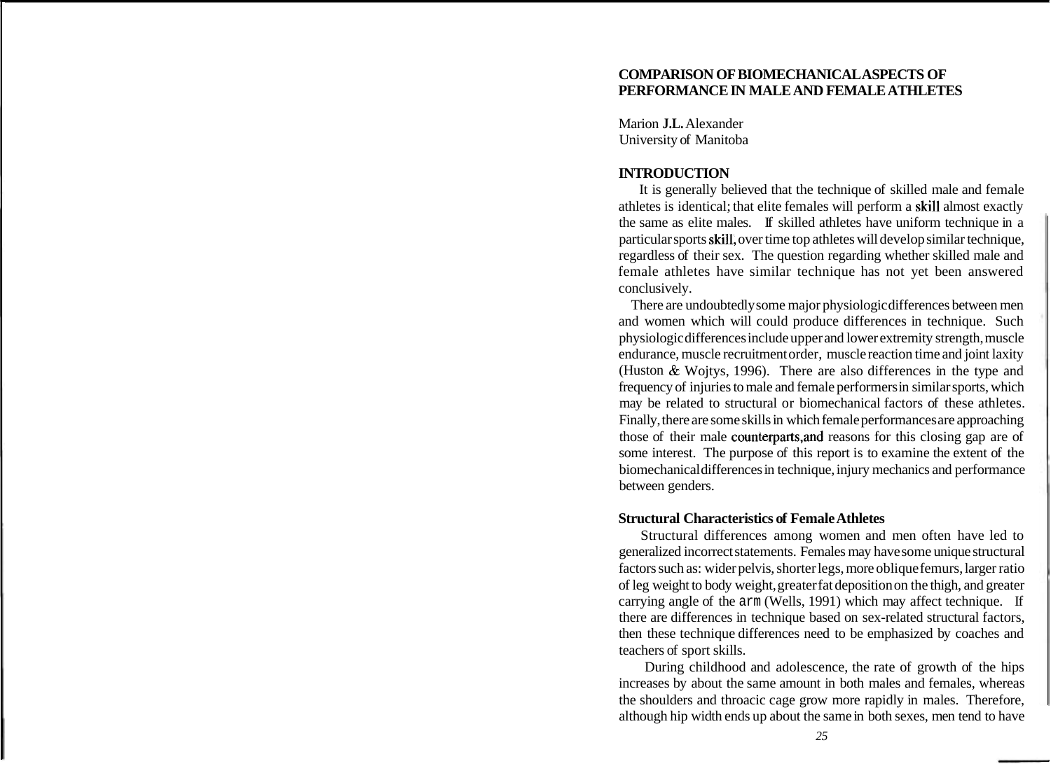# COMPARISON OF BIOMECHANICAL ASPECTS OF PERFORMANCE IN MALE AND FEMALE ATHLETES

Marion **J.L.** Alexander
University of Manitoba

## INTRODUCTION

It is generally believed that the technique of skilled male and female athletes is identical; that elite females will perform a skill almost exactly the same as elite males. If skilled athletes have uniform technique in a particular sports skill, over time top athletes will develop similar technique, regardless of their sex. The question regarding whether skilled male and female athletes have similar technique has not yet been answered conclusively.

There are undoubtedly some major physiologic differences between men and women which will could produce differences in technique. Such physiologic differences include upper and lower extremity strength, muscle endurance, muscle recruitment order, muscle reaction time and joint laxity (Huston & Wojtys, 1996). There are also differences in the type and frequency of injuries to male and female performers in similar sports, which may be related to structural or biomechanical factors of these athletes. Finally, there are some skills in which female performances are approaching those of their male counterparts,and reasons for this closing gap are of some interest. The purpose of this report is to examine the extent of the biomechanical differences in technique, injury mechanics and performance between genders.

### Structural Characteristics of Female Athletes

Structural differences among women and men often have led to generalized incorrect statements. Females may have some unique structural factors such as: wider pelvis, shorter legs, more oblique femurs, larger ratio of leg weight to body weight, greater fat deposition on the thigh, and greater carrying angle of the arm (Wells, 1991) which may affect technique. If there are differences in technique based on sex-related structural factors, then these technique differences need to be emphasized by coaches and teachers of sport skills.

During childhood and adolescence, the rate of growth of the hips increases by about the same amount in both males and females, whereas the shoulders and throacic cage grow more rapidly in males. Therefore, although hip width ends up about the same in both sexes, men tend to have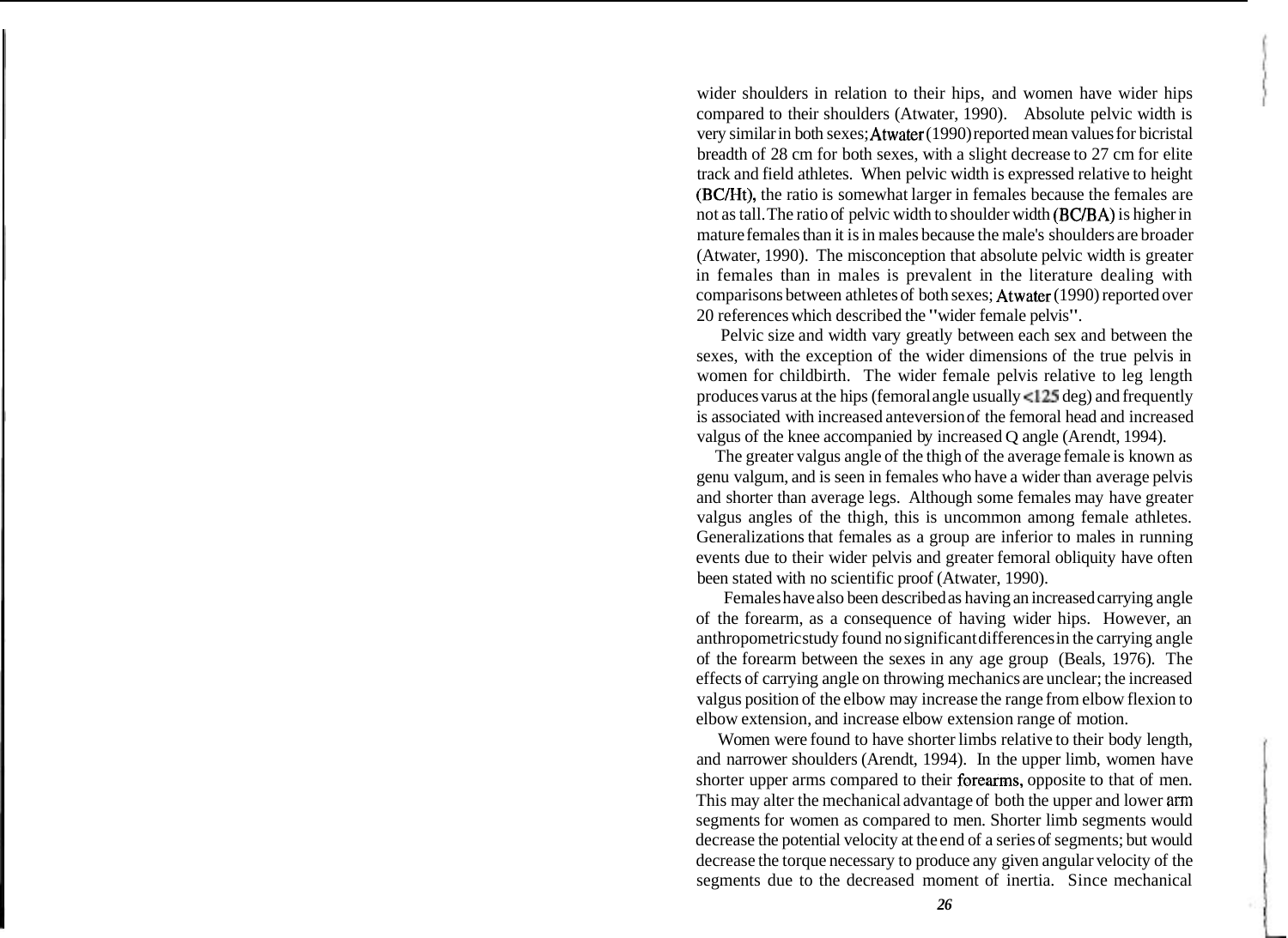wider shoulders in relation to their hips, and women have wider hips compared to their shoulders (Atwater, 1990). Absolute pelvic width is very similar in both sexes; Atwater (1990) reported mean values for bicristal breadth of 28 cm for both sexes, with a slight decrease to 27 cm for elite track and field athletes. When pelvic width is expressed relative to height (BC/Ht), the ratio is somewhat larger in females because the females are not as tall. The ratio of pelvic width to shoulder width (BC/BA) is higher in mature females than it is in males because the male's shoulders are broader (Atwater, 1990). The misconception that absolute pelvic width is greater in females than in males is prevalent in the literature dealing with comparisons between athletes of both sexes; Atwater (1990) reported over 20 references which described the "wider female pelvis".

Pelvic size and width vary greatly between each sex and between the sexes, with the exception of the wider dimensions of the true pelvis in women for childbirth. The wider female pelvis relative to leg length produces varus at the hips (femoral angle usually <125 deg) and frequently is associated with increased anteversion of the femoral head and increased valgus of the knee accompanied by increased Q angle (Arendt, 1994).

The greater valgus angle of the thigh of the average female is known as genu valgum, and is seen in females who have a wider than average pelvis and shorter than average legs. Although some females may have greater valgus angles of the thigh, this is uncommon among female athletes. Generalizations that females as a group are inferior to males in running events due to their wider pelvis and greater femoral obliquity have often been stated with no scientific proof (Atwater, 1990).

Females have also been described as having an increased carrying angle of the forearm, as a consequence of having wider hips. However, an anthropometric study found no significant differences in the carrying angle of the forearm between the sexes in any age group (Beals, 1976). The effects of carrying angle on throwing mechanics are unclear; the increased valgus position of the elbow may increase the range from elbow flexion to elbow extension, and increase elbow extension range of motion.

Women were found to have shorter limbs relative to their body length, and narrower shoulders (Arendt, 1994). In the upper limb, women have shorter upper arms compared to their forearms, opposite to that of men. This may alter the mechanical advantage of both the upper and lower arm segments for women as compared to men. Shorter limb segments would decrease the potential velocity at the end of a series of segments; but would decrease the torque necessary to produce any given angular velocity of the segments due to the decreased moment of inertia. Since mechanical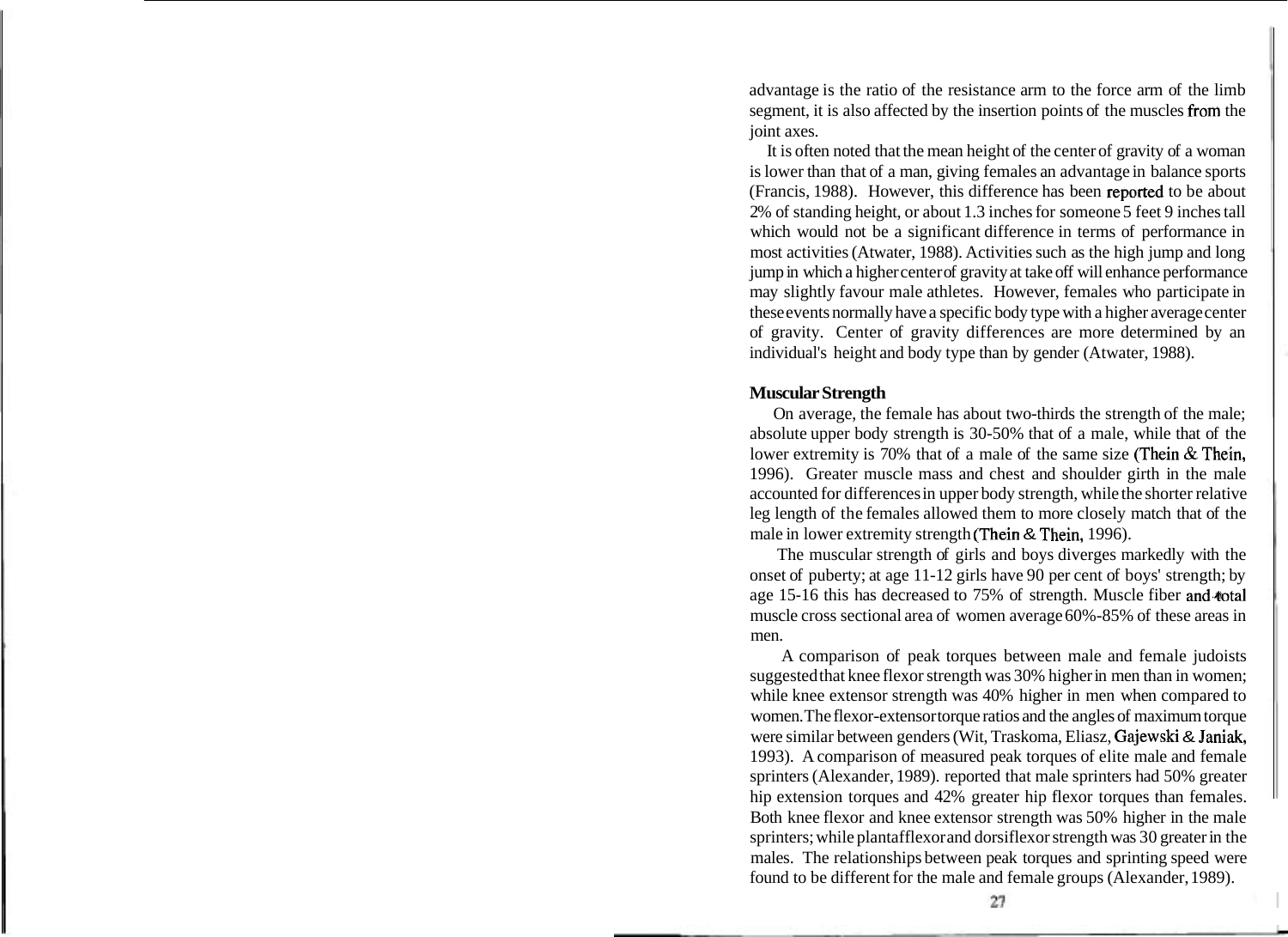advantage is the ratio of the resistance arm to the force arm of the limb segment, it is also affected by the insertion points of the muscles from the joint axes.

It is often noted that the mean height of the center of gravity of a woman is lower than that of a man, giving females an advantage in balance sports (Francis, 1988). However, this difference has been reported to be about 2% of standing height, or about 1.3 inches for someone 5 feet 9 inches tall which would not be a significant difference in terms of performance in most activities (Atwater, 1988). Activities such as the high jump and long jump in which a higher center of gravity at take off will enhance performance may slightly favour male athletes. However, females who participate in these events normally have a specific body type with a higher average center of gravity. Center of gravity differences are more determined by an individual's height and body type than by gender (Atwater, 1988).

**Muscular Strength**

On average, the female has about two-thirds the strength of the male; absolute upper body strength is 30-50% that of a male, while that of the lower extremity is 70% that of a male of the same size (Thein & Thein, 1996). Greater muscle mass and chest and shoulder girth in the male accounted for differences in upper body strength, while the shorter relative leg length of the females allowed them to more closely match that of the male in lower extremity strength (Thein & Thein, 1996).

The muscular strength of girls and boys diverges markedly with the onset of puberty; at age 11-12 girls have 90 per cent of boys' strength; by age 15-16 this has decreased to 75% of strength. Muscle fiber and total muscle cross sectional area of women average 60%-85% of these areas in men.

A comparison of peak torques between male and female judoists suggested that knee flexor strength was 30% higher in men than in women; while knee extensor strength was 40% higher in men when compared to women. The flexor-extensor torque ratios and the angles of maximum torque were similar between genders (Wit, Traskoma, Eliasz, Gajewski & Janiak, 1993). A comparison of measured peak torques of elite male and female sprinters (Alexander, 1989). reported that male sprinters had 50% greater hip extension torques and 42% greater hip flexor torques than females. Both knee flexor and knee extensor strength was 50% higher in the male sprinters; while plantafflexor and dorsiflexor strength was 30 greater in the males. The relationships between peak torques and sprinting speed were found to be different for the male and female groups (Alexander, 1989).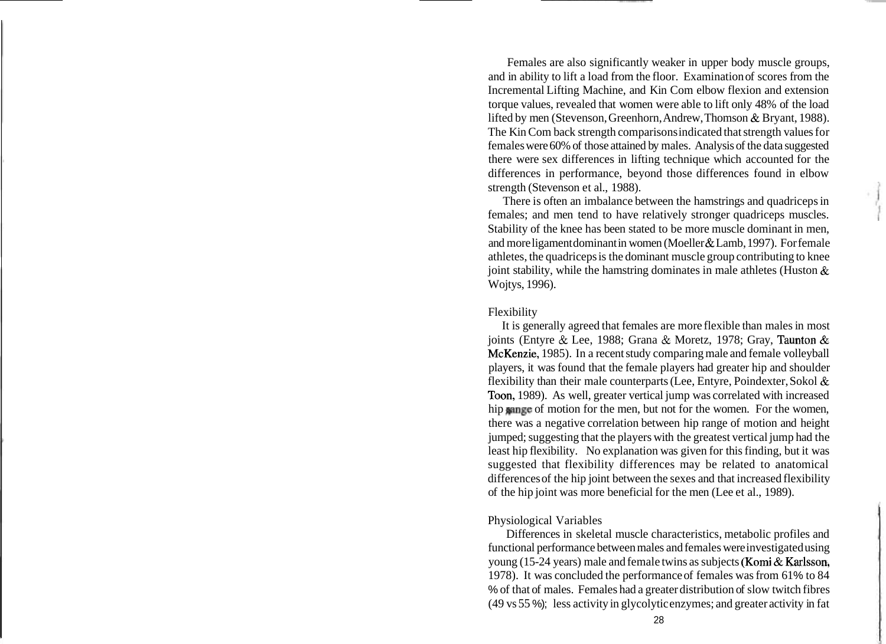Females are also significantly weaker in upper body muscle groups, and in ability to lift a load from the floor. Examination of scores from the Incremental Lifting Machine, and Kin Com elbow flexion and extension torque values, revealed that women were able to lift only 48% of the load lifted by men (Stevenson, Greenhorn, Andrew, Thomson & Bryant, 1988). The Kin Com back strength comparisons indicated that strength values for females were 60% of those attained by males. Analysis of the data suggested there were sex differences in lifting technique which accounted for the differences in performance, beyond those differences found in elbow strength (Stevenson et al., 1988).

There is often an imbalance between the hamstrings and quadriceps in females; and men tend to have relatively stronger quadriceps muscles. Stability of the knee has been stated to be more muscle dominant in men, and more ligament dominant in women (Moeller & Lamb, 1997). For female athletes, the quadriceps is the dominant muscle group contributing to knee joint stability, while the hamstring dominates in male athletes (Huston & Wojtys, 1996).

Flexibility

It is generally agreed that females are more flexible than males in most joints (Entyre & Lee, 1988; Grana & Moretz, 1978; Gray, Taunton & McKenzie, 1985). In a recent study comparing male and female volleyball players, it was found that the female players had greater hip and shoulder flexibility than their male counterparts (Lee, Entyre, Poindexter, Sokol & Toon, 1989). As well, greater vertical jump was correlated with increased hip range of motion for the men, but not for the women. For the women, there was a negative correlation between hip range of motion and height jumped; suggesting that the players with the greatest vertical jump had the least hip flexibility. No explanation was given for this finding, but it was suggested that flexibility differences may be related to anatomical differences of the hip joint between the sexes and that increased flexibility of the hip joint was more beneficial for the men (Lee et al., 1989).

Physiological Variables

Differences in skeletal muscle characteristics, metabolic profiles and functional performance between males and females were investigated using young (15-24 years) male and female twins as subjects (Komi & Karlsson, 1978). It was concluded the performance of females was from 61% to 84 % of that of males. Females had a greater distribution of slow twitch fibres (49 vs 55 %); less activity in glycolytic enzymes; and greater activity in fat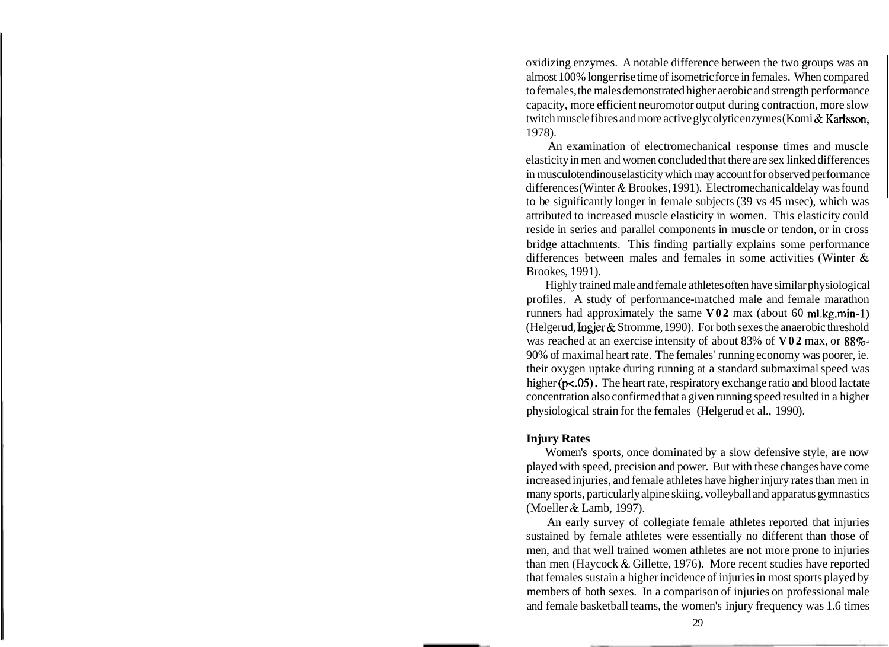oxidizing enzymes. A notable difference between the two groups was an almost 100% longer rise time of isometric force in females. When compared to females, the males demonstrated higher aerobic and strength performance capacity, more efficient neuromotor output during contraction, more slow twitch muscle fibres and more active glycolytic enzymes (Komi & Karlsson, 1978).

An examination of electromechanical response times and muscle elasticity in men and women concluded that there are sex linked differences in musculotendinous elasticity which may account for observed performance differences (Winter & Brookes, 1991). Electromechanical delay was found to be significantly longer in female subjects (39 vs 45 msec), which was attributed to increased muscle elasticity in women. This elasticity could reside in series and parallel components in muscle or tendon, or in cross bridge attachments. This finding partially explains some performance differences between males and females in some activities (Winter & Brookes, 1991).

Highly trained male and female athletes often have similar physiological profiles. A study of performance-matched male and female marathon runners had approximately the same **V02** max (about 60 ml.kg.min-1) (Helgerud, Ingjer & Stromme, 1990). For both sexes the anaerobic threshold was reached at an exercise intensity of about 83% of **V02** max, or 88%-90% of maximal heart rate. The females' running economy was poorer, ie. their oxygen uptake during running at a standard submaximal speed was higher ($p<.05$). The heart rate, respiratory exchange ratio and blood lactate concentration also confirmed that a given running speed resulted in a higher physiological strain for the females (Helgerud et al., 1990).

**Injury Rates**

Women's sports, once dominated by a slow defensive style, are now played with speed, precision and power. But with these changes have come increased injuries, and female athletes have higher injury rates than men in many sports, particularly alpine skiing, volleyball and apparatus gymnastics (Moeller & Lamb, 1997).

An early survey of collegiate female athletes reported that injuries sustained by female athletes were essentially no different than those of men, and that well trained women athletes are not more prone to injuries than men (Haycock & Gillette, 1976). More recent studies have reported that females sustain a higher incidence of injuries in most sports played by members of both sexes. In a comparison of injuries on professional male and female basketball teams, the women's injury frequency was 1.6 times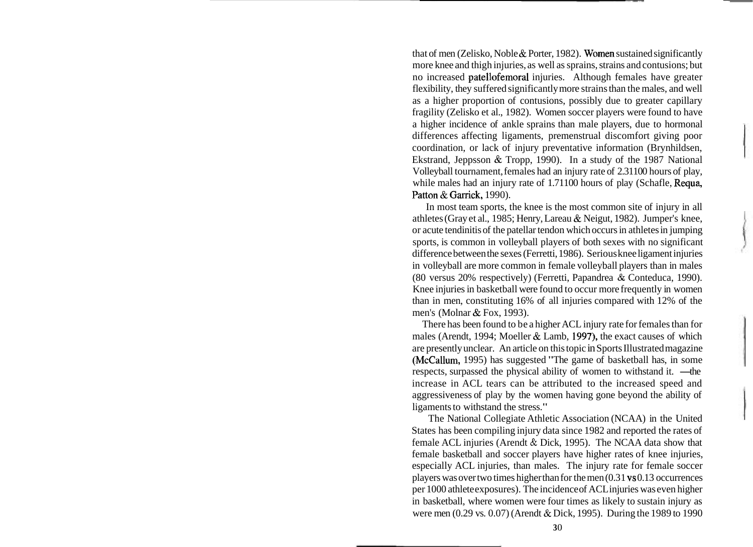that of men (Zelisko, Noble & Porter, 1982). Women sustained significantly more knee and thigh injuries, as well as sprains, strains and contusions; but no increased patellofemoral injuries. Although females have greater flexibility, they suffered significantly more strains than the males, and well as a higher proportion of contusions, possibly due to greater capillary fragility (Zelisko et al., 1982). Women soccer players were found to have a higher incidence of ankle sprains than male players, due to hormonal differences affecting ligaments, premenstrual discomfort giving poor coordination, or lack of injury preventative information (Brynhildsen, Ekstrand, Jeppsson & Tropp, 1990). In a study of the 1987 National Volleyball tournament, females had an injury rate of 2.31100 hours of play, while males had an injury rate of 1.71100 hours of play (Schafle, Requa, Patton & Garrick, 1990).

In most team sports, the knee is the most common site of injury in all athletes (Gray et al., 1985; Henry, Lareau & Neigut, 1982). Jumper's knee, or acute tendinitis of the patellar tendon which occurs in athletes in jumping sports, is common in volleyball players of both sexes with no significant difference between the sexes (Ferretti, 1986). Serious knee ligament injuries in volleyball are more common in female volleyball players than in males (80 versus 20% respectively) (Ferretti, Papandrea & Conteduca, 1990). Knee injuries in basketball were found to occur more frequently in women than in men, constituting 16% of all injuries compared with 12% of the men's (Molnar & Fox, 1993).

There has been found to be a higher ACL injury rate for females than for males (Arendt, 1994; Moeller & Lamb, 1997), the exact causes of which are presently unclear. An article on this topic in Sports Illustrated magazine (McCallum, 1995) has suggested "The game of basketball has, in some respects, surpassed the physical ability of women to withstand it. —the increase in ACL tears can be attributed to the increased speed and aggressiveness of play by the women having gone beyond the ability of ligaments to withstand the stress."

The National Collegiate Athletic Association (NCAA) in the United States has been compiling injury data since 1982 and reported the rates of female ACL injuries (Arendt & Dick, 1995). The NCAA data show that female basketball and soccer players have higher rates of knee injuries, especially ACL injuries, than males. The injury rate for female soccer players was over two times higher than for the men (0.31 vs 0.13 occurrences per 1000 athlete exposures). The incidence of ACL injuries was even higher in basketball, where women were four times as likely to sustain injury as were men (0.29 vs. 0.07) (Arendt & Dick, 1995). During the 1989 to 1990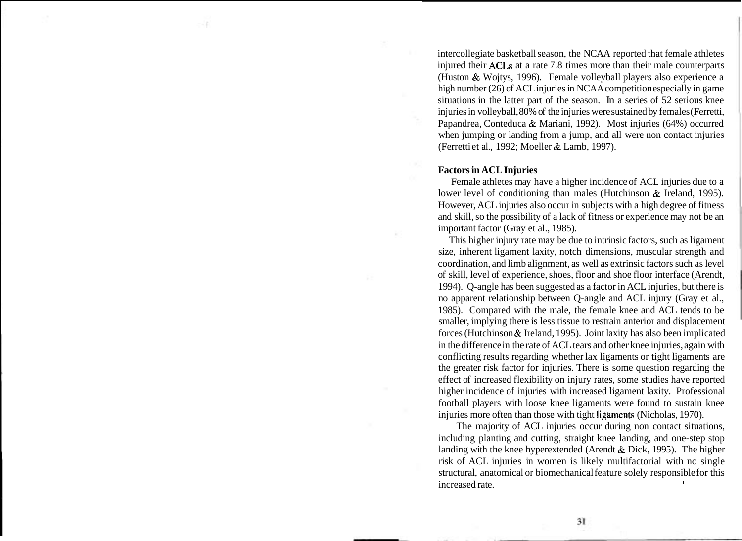intercollegiate basketball season, the NCAA reported that female athletes injured their ACLs at a rate 7.8 times more than their male counterparts (Huston & Wojtys, 1996). Female volleyball players also experience a high number (26) of ACL injuries in NCAA competition especially in game situations in the latter part of the season. In a series of 52 serious knee injuries in volleyball, 80% of the injuries were sustained by females (Ferretti, Papandrea, Conteduca & Mariani, 1992). Most injuries (64%) occurred when jumping or landing from a jump, and all were non contact injuries (Ferretti et al., 1992; Moeller & Lamb, 1997).

**Factors in ACL Injuries**

Female athletes may have a higher incidence of ACL injuries due to a lower level of conditioning than males (Hutchinson & Ireland, 1995). However, ACL injuries also occur in subjects with a high degree of fitness and skill, so the possibility of a lack of fitness or experience may not be an important factor (Gray et al., 1985).

This higher injury rate may be due to intrinsic factors, such as ligament size, inherent ligament laxity, notch dimensions, muscular strength and coordination, and limb alignment, as well as extrinsic factors such as level of skill, level of experience, shoes, floor and shoe floor interface (Arendt, 1994). Q-angle has been suggested as a factor in ACL injuries, but there is no apparent relationship between Q-angle and ACL injury (Gray et al., 1985). Compared with the male, the female knee and ACL tends to be smaller, implying there is less tissue to restrain anterior and displacement forces (Hutchinson & Ireland, 1995). Joint laxity has also been implicated in the difference in the rate of ACL tears and other knee injuries, again with conflicting results regarding whether lax ligaments or tight ligaments are the greater risk factor for injuries. There is some question regarding the effect of increased flexibility on injury rates, some studies have reported higher incidence of injuries with increased ligament laxity. Professional football players with loose knee ligaments were found to sustain knee injuries more often than those with tight ligaments (Nicholas, 1970).

The majority of ACL injuries occur during non contact situations, including planting and cutting, straight knee landing, and one-step stop landing with the knee hyperextended (Arendt & Dick, 1995). The higher risk of ACL injuries in women is likely multifactorial with no single structural, anatomical or biomechanical feature solely responsible for this increased rate.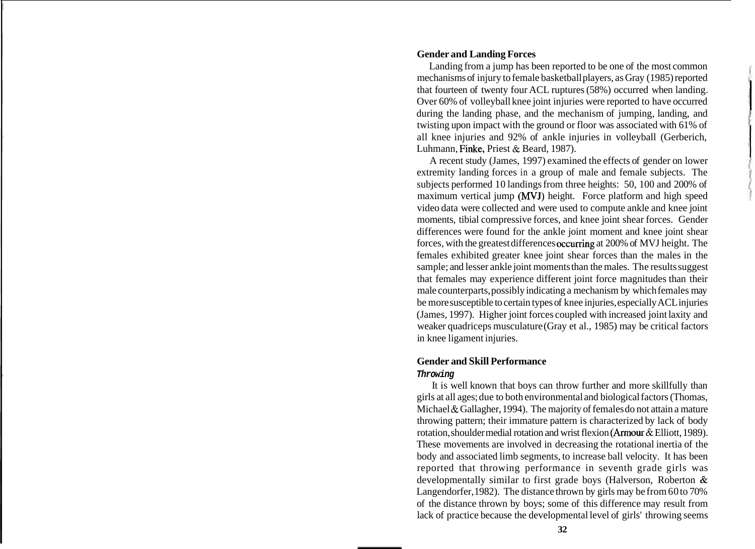## Gender and Landing Forces

Landing from a jump has been reported to be one of the most common mechanisms of injury to female basketball players, as Gray (1985) reported that fourteen of twenty four ACL ruptures (58%) occurred when landing. Over 60% of volleyball knee joint injuries were reported to have occurred during the landing phase, and the mechanism of jumping, landing, and twisting upon impact with the ground or floor was associated with 61% of all knee injuries and 92% of ankle injuries in volleyball (Gerberich, Luhmann, Finke, Priest & Beard, 1987).

A recent study (James, 1997) examined the effects of gender on lower extremity landing forces in a group of male and female subjects. The subjects performed 10 landings from three heights: 50, 100 and 200% of maximum vertical jump (MVJ) height. Force platform and high speed video data were collected and were used to compute ankle and knee joint moments, tibial compressive forces, and knee joint shear forces. Gender differences were found for the ankle joint moment and knee joint shear forces, with the greatest differences occurring at 200% of MVJ height. The females exhibited greater knee joint shear forces than the males in the sample; and lesser ankle joint moments than the males. The results suggest that females may experience different joint force magnitudes than their male counterparts, possibly indicating a mechanism by which females may be more susceptible to certain types of knee injuries, especially ACL injuries (James, 1997). Higher joint forces coupled with increased joint laxity and weaker quadriceps musculature (Gray et al., 1985) may be critical factors in knee ligament injuries.

## Gender and Skill Performance

### *Throwing*

It is well known that boys can throw further and more skillfully than girls at all ages; due to both environmental and biological factors (Thomas, Michael & Gallagher, 1994). The majority of females do not attain a mature throwing pattern; their immature pattern is characterized by lack of body rotation, shoulder medial rotation and wrist flexion (Armour & Elliott, 1989). These movements are involved in decreasing the rotational inertia of the body and associated limb segments, to increase ball velocity. It has been reported that throwing performance in seventh grade girls was developmentally similar to first grade boys (Halverson, Roberton & Langendorfer, 1982). The distance thrown by girls may be from 60 to 70% of the distance thrown by boys; some of this difference may result from lack of practice because the developmental level of girls' throwing seems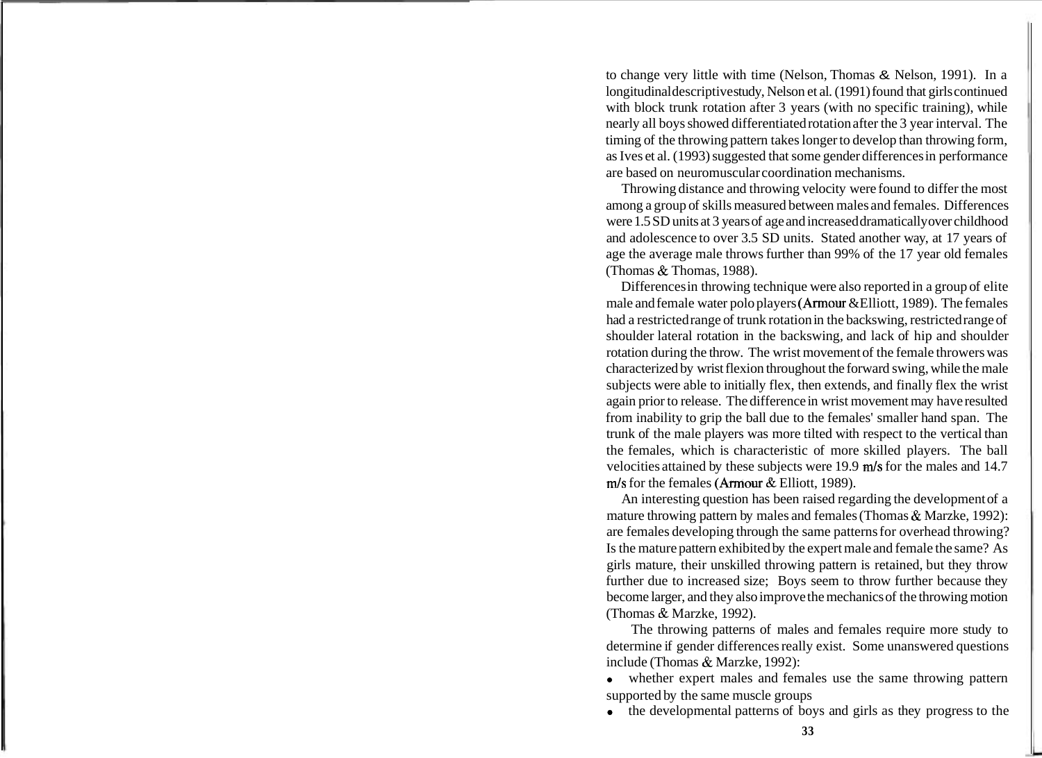to change very little with time (Nelson, Thomas & Nelson, 1991). In a longitudinal descriptive study, Nelson et al. (1991) found that girls continued with block trunk rotation after 3 years (with no specific training), while nearly all boys showed differentiated rotation after the 3 year interval. The timing of the throwing pattern takes longer to develop than throwing form, as Ives et al. (1993) suggested that some gender differences in performance are based on neuromuscular coordination mechanisms.

Throwing distance and throwing velocity were found to differ the most among a group of skills measured between males and females. Differences were 1.5 SD units at 3 years of age and increased dramatically over childhood and adolescence to over 3.5 SD units. Stated another way, at 17 years of age the average male throws further than 99% of the 17 year old females (Thomas & Thomas, 1988).

Differences in throwing technique were also reported in a group of elite male and female water polo players (Armour & Elliott, 1989). The females had a restricted range of trunk rotation in the backswing, restricted range of shoulder lateral rotation in the backswing, and lack of hip and shoulder rotation during the throw. The wrist movement of the female throwers was characterized by wrist flexion throughout the forward swing, while the male subjects were able to initially flex, then extends, and finally flex the wrist again prior to release. The difference in wrist movement may have resulted from inability to grip the ball due to the females' smaller hand span. The trunk of the male players was more tilted with respect to the vertical than the females, which is characteristic of more skilled players. The ball velocities attained by these subjects were 19.9 m/s for the males and 14.7 m/s for the females (Armour & Elliott, 1989).

An interesting question has been raised regarding the development of a mature throwing pattern by males and females (Thomas & Marzke, 1992): are females developing through the same patterns for overhead throwing? Is the mature pattern exhibited by the expert male and female the same? As girls mature, their unskilled throwing pattern is retained, but they throw further due to increased size; Boys seem to throw further because they become larger, and they also improve the mechanics of the throwing motion (Thomas & Marzke, 1992).

The throwing patterns of males and females require more study to determine if gender differences really exist. Some unanswered questions include (Thomas & Marzke, 1992):

- whether expert males and females use the same throwing pattern supported by the same muscle groups
- the developmental patterns of boys and girls as they progress to the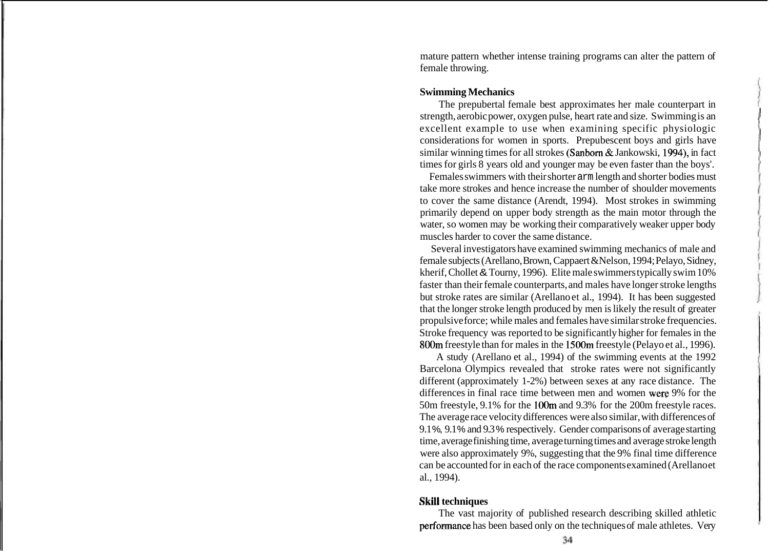mature pattern whether intense training programs can alter the pattern of female throwing.

**Swimming Mechanics**

The prepubertal female best approximates her male counterpart in strength, aerobic power, oxygen pulse, heart rate and size. Swimming is an excellent example to use when examining specific physiologic considerations for women in sports. Prepubescent boys and girls have similar winning times for all strokes (Sanborn & Jankowski, 1994), in fact times for girls 8 years old and younger may be even faster than the boys'.

Females swimmers with their shorter arm length and shorter bodies must take more strokes and hence increase the number of shoulder movements to cover the same distance (Arendt, 1994). Most strokes in swimming primarily depend on upper body strength as the main motor through the water, so women may be working their comparatively weaker upper body muscles harder to cover the same distance.

Several investigators have examined swimming mechanics of male and female subjects (Arellano, Brown, Cappaert & Nelson, 1994; Pelayo, Sidney, kherif, Chollet & Tourny, 1996). Elite male swimmers typically swim 10% faster than their female counterparts, and males have longer stroke lengths but stroke rates are similar (Arellano et al., 1994). It has been suggested that the longer stroke length produced by men is likely the result of greater propulsive force; while males and females have similar stroke frequencies. Stroke frequency was reported to be significantly higher for females in the 800m freestyle than for males in the 1500m freestyle (Pelayo et al., 1996).

A study (Arellano et al., 1994) of the swimming events at the 1992 Barcelona Olympics revealed that stroke rates were not significantly different (approximately 1-2%) between sexes at any race distance. The differences in final race time between men and women were 9% for the 50m freestyle, 9.1% for the 100m and 9.3% for the 200m freestyle races. The average race velocity differences were also similar, with differences of 9.1%, 9.1% and 9.3% respectively. Gender comparisons of average starting time, average finishing time, average turning times and average stroke length were also approximately 9%, suggesting that the 9% final time difference can be accounted for in each of the race components examined (Arellano et al., 1994).

**Skill techniques**

The vast majority of published research describing skilled athletic performance has been based only on the techniques of male athletes. Very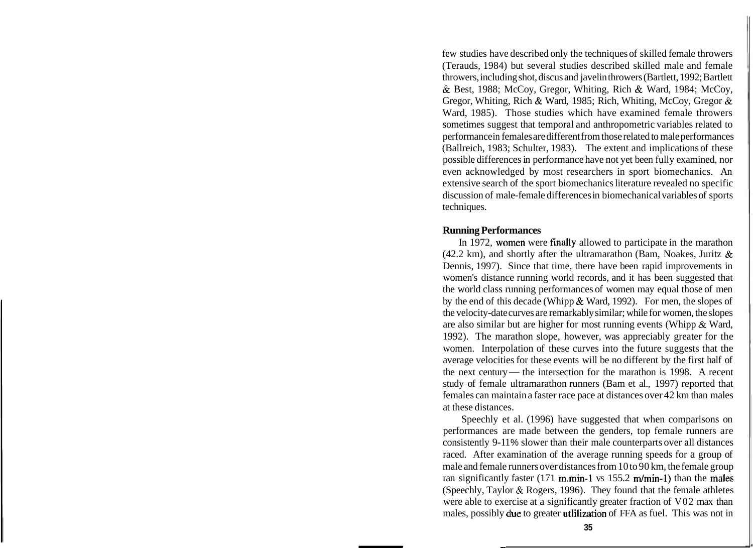few studies have described only the techniques of skilled female throwers (Terauds, 1984) but several studies described skilled male and female throwers, including shot, discus and javelin throwers (Bartlett, 1992; Bartlett & Best, 1988; McCoy, Gregor, Whiting, Rich & Ward, 1984; McCoy, Gregor, Whiting, Rich & Ward, 1985; Rich, Whiting, McCoy, Gregor & Ward, 1985). Those studies which have examined female throwers sometimes suggest that temporal and anthropometric variables related to performance in females are different from those related to male performances (Ballreich, 1983; Schulter, 1983). The extent and implications of these possible differences in performance have not yet been fully examined, nor even acknowledged by most researchers in sport biomechanics. An extensive search of the sport biomechanics literature revealed no specific discussion of male-female differences in biomechanical variables of sports techniques.

**Running Performances**

In 1972, women were finally allowed to participate in the marathon (42.2 km), and shortly after the ultramarathon (Bam, Noakes, Juritz & Dennis, 1997). Since that time, there have been rapid improvements in women's distance running world records, and it has been suggested that the world class running performances of women may equal those of men by the end of this decade (Whipp & Ward, 1992). For men, the slopes of the velocity-date curves are remarkably similar; while for women, the slopes are also similar but are higher for most running events (Whipp & Ward, 1992). The marathon slope, however, was appreciably greater for the women. Interpolation of these curves into the future suggests that the average velocities for these events will be no different by the first half of the next century — the intersection for the marathon is 1998. A recent study of female ultramarathon runners (Bam et al., 1997) reported that females can maintain a faster race pace at distances over 42 km than males at these distances.

Speechly et al. (1996) have suggested that when comparisons on performances are made between the genders, top female runners are consistently 9-11% slower than their male counterparts over all distances raced. After examination of the average running speeds for a group of male and female runners over distances from 10 to 90 km, the female group ran significantly faster (171 m.min-1 vs 155.2 m/min-1) than the males (Speechly, Taylor & Rogers, 1996). They found that the female athletes were able to exercise at a significantly greater fraction of V02 max than males, possibly due to greater utilization of FFA as fuel. This was not in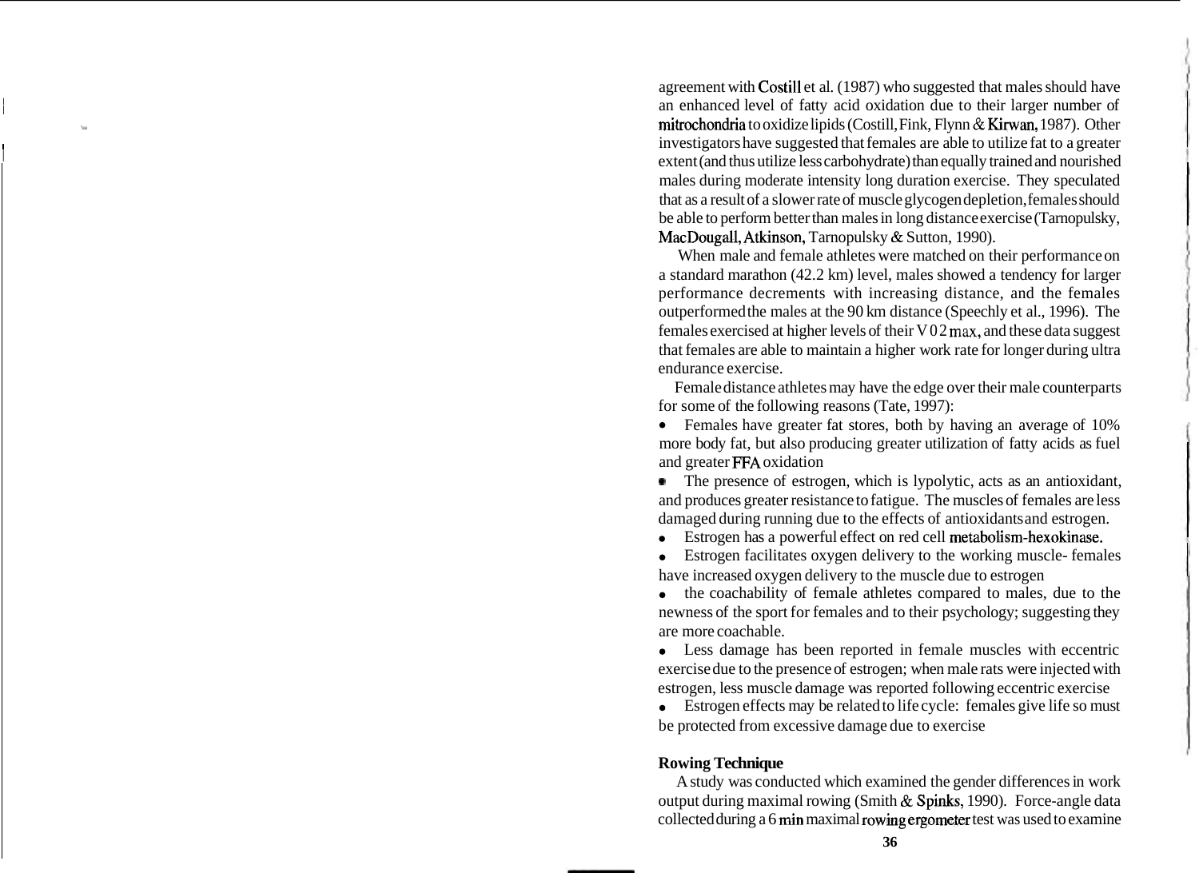agreement with Costill et al. (1987) who suggested that males should have an enhanced level of fatty acid oxidation due to their larger number of mitrochondria to oxidize lipids (Costill, Fink, Flynn & Kirwan, 1987). Other investigators have suggested that females are able to utilize fat to a greater extent (and thus utilize less carbohydrate) than equally trained and nourished males during moderate intensity long duration exercise. They speculated that as a result of a slower rate of muscle glycogen depletion, females should be able to perform better than males in long distance exercise (Tarnopulsky, MacDougall, Atkinson, Tarnopulsky & Sutton, 1990).

When male and female athletes were matched on their performance on a standard marathon (42.2 km) level, males showed a tendency for larger performance decrements with increasing distance, and the females outperformed the males at the 90 km distance (Speechly et al., 1996). The females exercised at higher levels of their $VO_2$ max, and these data suggest that females are able to maintain a higher work rate for longer during ultra endurance exercise.

Female distance athletes may have the edge over their male counterparts for some of the following reasons (Tate, 1997):

- Females have greater fat stores, both by having an average of 10% more body fat, but also producing greater utilization of fatty acids as fuel and greater FFA oxidation
- The presence of estrogen, which is lypolytic, acts as an antioxidant, and produces greater resistance to fatigue. The muscles of females are less damaged during running due to the effects of antioxidants and estrogen.
- Estrogen has a powerful effect on red cell metabolism-hexokinase.
- Estrogen facilitates oxygen delivery to the working muscle- females have increased oxygen delivery to the muscle due to estrogen
- the coachability of female athletes compared to males, due to the newness of the sport for females and to their psychology; suggesting they are more coachable.
- Less damage has been reported in female muscles with eccentric exercise due to the presence of estrogen; when male rats were injected with estrogen, less muscle damage was reported following eccentric exercise
- Estrogen effects may be related to life cycle: females give life so must be protected from excessive damage due to exercise

**Rowing Technique**

A study was conducted which examined the gender differences in work output during maximal rowing (Smith & Spinks, 1990). Force-angle data collected during a 6 min maximal rowing ergometer test was used to examine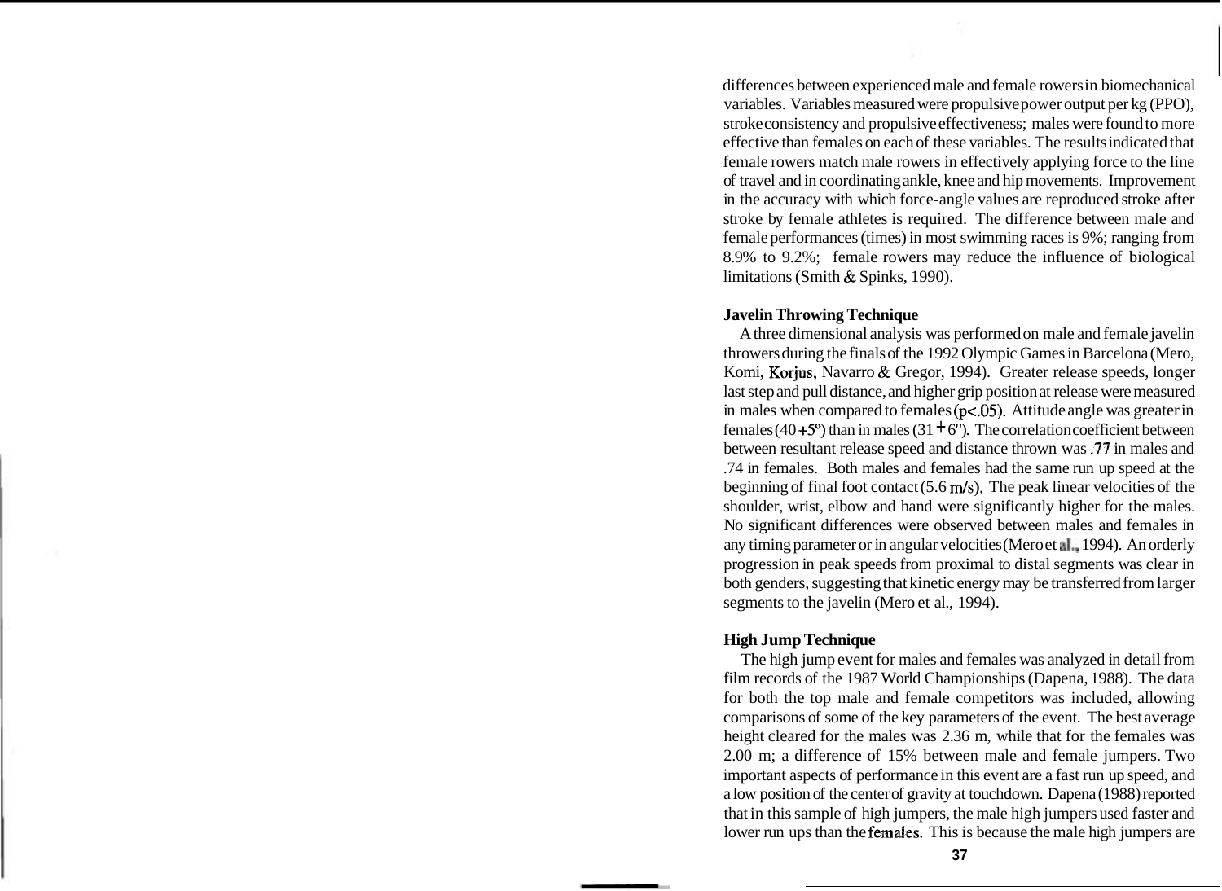differences between experienced male and female rowers in biomechanical variables. Variables measured were propulsive power output per kg (PPO), stroke consistency and propulsive effectiveness; males were found to more effective than females on each of these variables. The results indicated that female rowers match male rowers in effectively applying force to the line of travel and in coordinating ankle, knee and hip movements. Improvement in the accuracy with which force-angle values are reproduced stroke after stroke by female athletes is required. The difference between male and female performances (times) in most swimming races is 9%; ranging from 8.9% to 9.2%; female rowers may reduce the influence of biological limitations (Smith & Spinks, 1990).

**Javelin Throwing Technique**

A three dimensional analysis was performed on male and female javelin throwers during the finals of the 1992 Olympic Games in Barcelona (Mero, Komi, Korjus, Navarro & Gregor, 1994). Greater release speeds, longer last step and pull distance, and higher grip position at release were measured in males when compared to females ($p<.05$). Attitude angle was greater in females ($40 \pm 5°$) than in males ($31 \pm 6°$). The correlation coefficient between between resultant release speed and distance thrown was .77 in males and .74 in females. Both males and females had the same run up speed at the beginning of final foot contact (5.6 m/s). The peak linear velocities of the shoulder, wrist, elbow and hand were significantly higher for the males. No significant differences were observed between males and females in any timing parameter or in angular velocities (Mero et al., 1994). An orderly progression in peak speeds from proximal to distal segments was clear in both genders, suggesting that kinetic energy may be transferred from larger segments to the javelin (Mero et al., 1994).

**High Jump Technique**

The high jump event for males and females was analyzed in detail from film records of the 1987 World Championships (Dapena, 1988). The data for both the top male and female competitors was included, allowing comparisons of some of the key parameters of the event. The best average height cleared for the males was 2.36 m, while that for the females was 2.00 m; a difference of 15% between male and female jumpers. Two important aspects of performance in this event are a fast run up speed, and a low position of the center of gravity at touchdown. Dapena (1988) reported that in this sample of high jumpers, the male high jumpers used faster and lower run ups than the females. This is because the male high jumpers are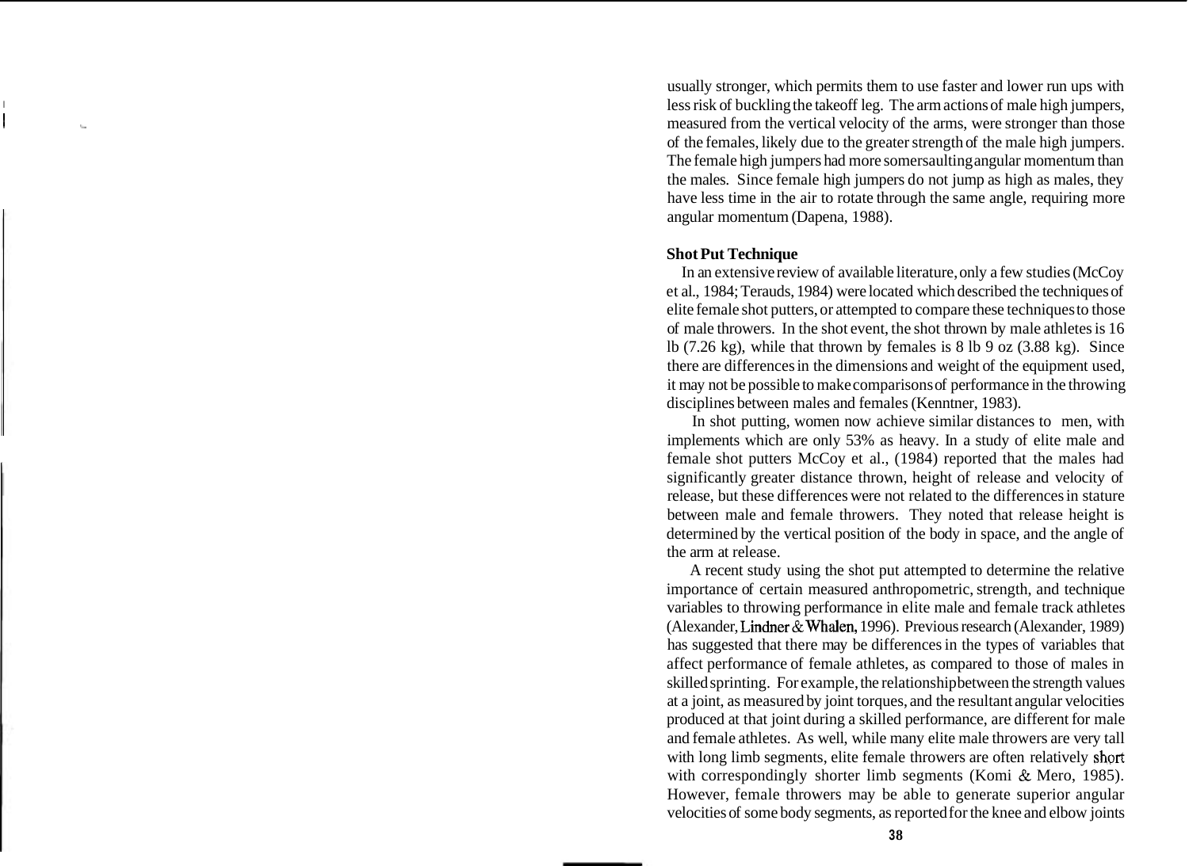usually stronger, which permits them to use faster and lower run ups with less risk of buckling the takeoff leg. The arm actions of male high jumpers, measured from the vertical velocity of the arms, were stronger than those of the females, likely due to the greater strength of the male high jumpers. The female high jumpers had more somersaulting angular momentum than the males. Since female high jumpers do not jump as high as males, they have less time in the air to rotate through the same angle, requiring more angular momentum (Dapena, 1988).

**Shot Put Technique**

In an extensive review of available literature, only a few studies (McCoy et al., 1984; Terauds, 1984) were located which described the techniques of elite female shot putters, or attempted to compare these techniques to those of male throwers. In the shot event, the shot thrown by male athletes is 16 lb (7.26 kg), while that thrown by females is 8 lb 9 oz (3.88 kg). Since there are differences in the dimensions and weight of the equipment used, it may not be possible to make comparisons of performance in the throwing disciplines between males and females (Kenntner, 1983).

In shot putting, women now achieve similar distances to men, with implements which are only 53% as heavy. In a study of elite male and female shot putters McCoy et al., (1984) reported that the males had significantly greater distance thrown, height of release and velocity of release, but these differences were not related to the differences in stature between male and female throwers. They noted that release height is determined by the vertical position of the body in space, and the angle of the arm at release.

A recent study using the shot put attempted to determine the relative importance of certain measured anthropometric, strength, and technique variables to throwing performance in elite male and female track athletes (Alexander, Lindner & Whalen, 1996). Previous research (Alexander, 1989) has suggested that there may be differences in the types of variables that affect performance of female athletes, as compared to those of males in skilled sprinting. For example, the relationship between the strength values at a joint, as measured by joint torques, and the resultant angular velocities produced at that joint during a skilled performance, are different for male and female athletes. As well, while many elite male throwers are very tall with long limb segments, elite female throwers are often relatively short with correspondingly shorter limb segments (Komi & Mero, 1985). However, female throwers may be able to generate superior angular velocities of some body segments, as reported for the knee and elbow joints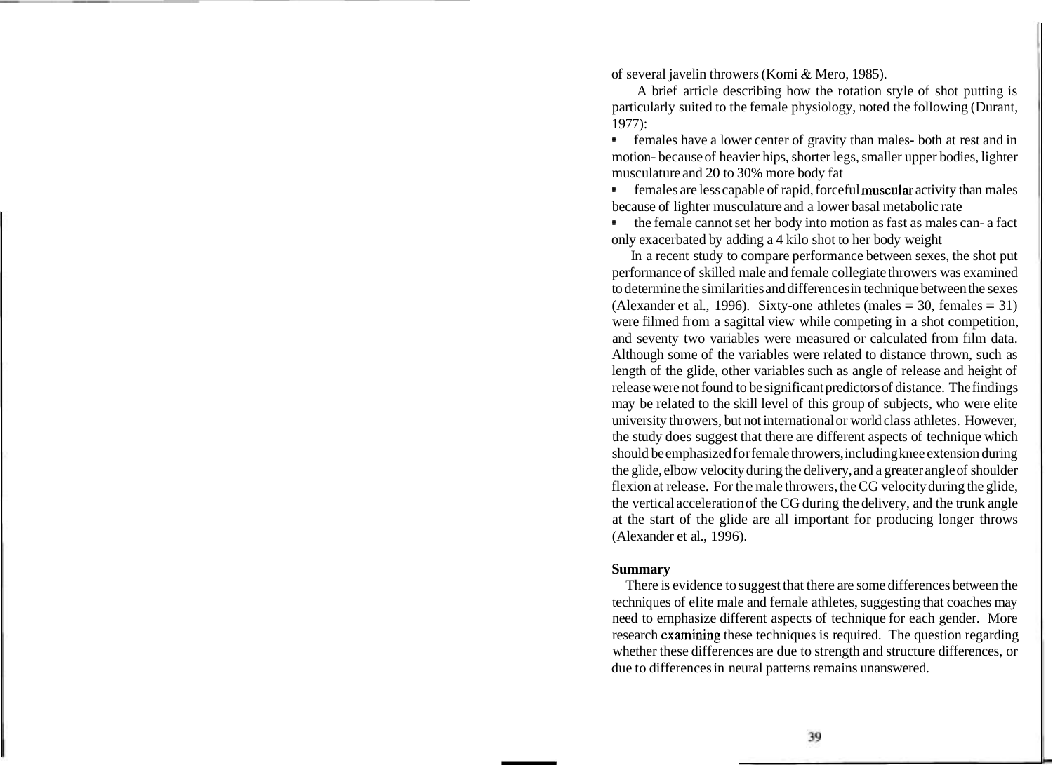of several javelin throwers (Komi & Mero, 1985).

A brief article describing how the rotation style of shot putting is particularly suited to the female physiology, noted the following (Durant, 1977):

- females have a lower center of gravity than males- both at rest and in motion- because of heavier hips, shorter legs, smaller upper bodies, lighter musculature and 20 to 30% more body fat
- females are less capable of rapid, forceful muscular activity than males because of lighter musculature and a lower basal metabolic rate
- the female cannot set her body into motion as fast as males can- a fact only exacerbated by adding a 4 kilo shot to her body weight

In a recent study to compare performance between sexes, the shot put performance of skilled male and female collegiate throwers was examined to determine the similarities and differences in technique between the sexes (Alexander et al., 1996). Sixty-one athletes (males = 30, females = 31) were filmed from a sagittal view while competing in a shot competition, and seventy two variables were measured or calculated from film data. Although some of the variables were related to distance thrown, such as length of the glide, other variables such as angle of release and height of release were not found to be significant predictors of distance. The findings may be related to the skill level of this group of subjects, who were elite university throwers, but not international or world class athletes. However, the study does suggest that there are different aspects of technique which should be emphasized for female throwers, including knee extension during the glide, elbow velocity during the delivery, and a greater angle of shoulder flexion at release. For the male throwers, the CG velocity during the glide, the vertical acceleration of the CG during the delivery, and the trunk angle at the start of the glide are all important for producing longer throws (Alexander et al., 1996).

**Summary**

There is evidence to suggest that there are some differences between the techniques of elite male and female athletes, suggesting that coaches may need to emphasize different aspects of technique for each gender. More research examining these techniques is required. The question regarding whether these differences are due to strength and structure differences, or due to differences in neural patterns remains unanswered.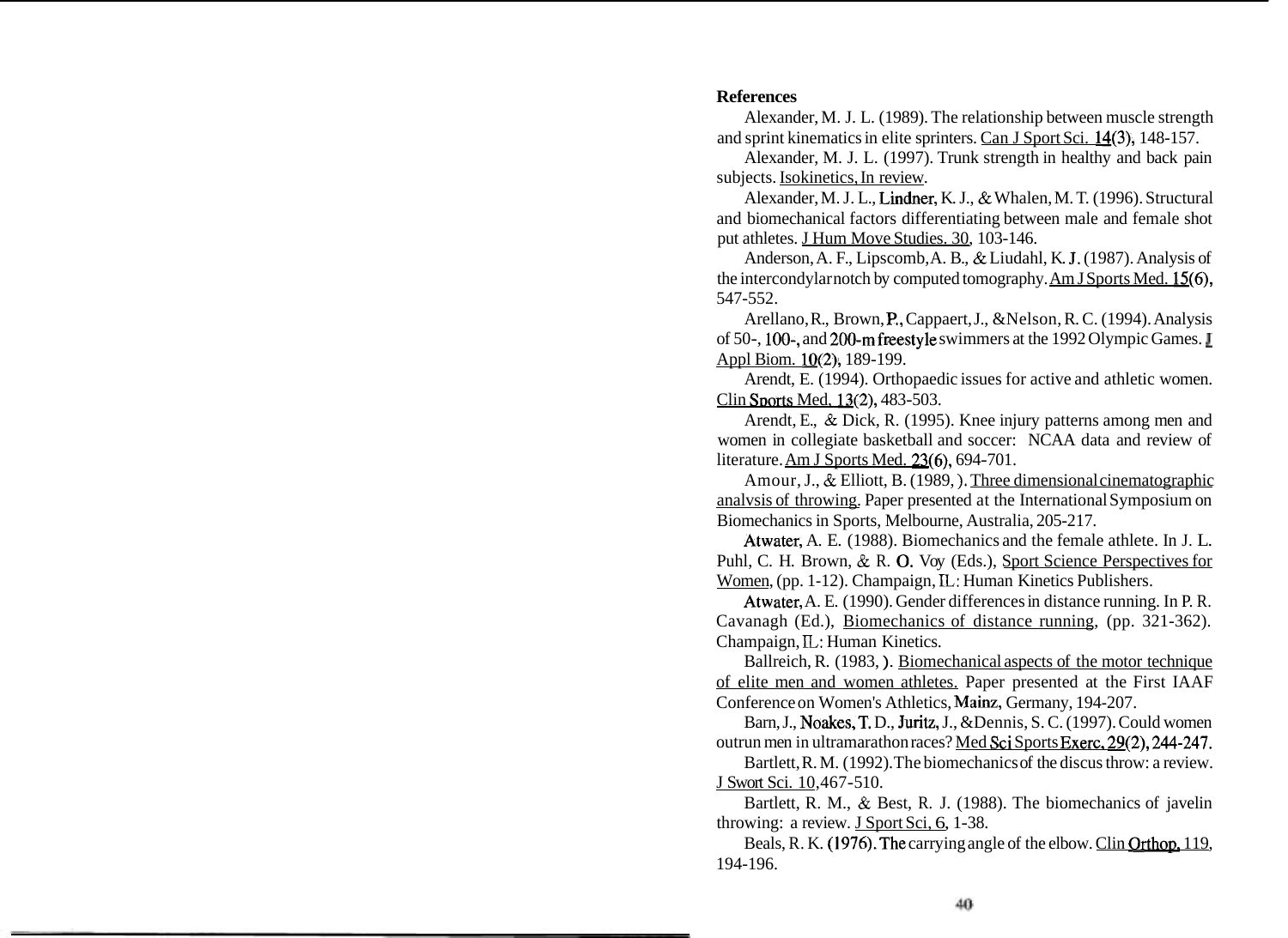## References

Alexander, M. J. L. (1989). The relationship between muscle strength and sprint kinematics in elite sprinters. Can J Sport Sci. 14(3), 148-157.

Alexander, M. J. L. (1997). Trunk strength in healthy and back pain subjects. Isokinetics, In review.

Alexander, M. J. L., Lindner, K. J., & Whalen, M. T. (1996). Structural and biomechanical factors differentiating between male and female shot put athletes. J Hum Move Studies. 30, 103-146.

Anderson, A. F., Lipscomb, A. B., & Liudahl, K. J. (1987). Analysis of the intercondylar notch by computed tomography. Am J Sports Med. 15(6), 547-552.

Arellano, R., Brown, P., Cappaert, J., & Nelson, R. C. (1994). Analysis of 50-, 100-, and 200-m freestyle swimmers at the 1992 Olympic Games. J Appl Biom. 10(2), 189-199.

Arendt, E. (1994). Orthopaedic issues for active and athletic women. Clin Sports Med. 13(2), 483-503.

Arendt, E., & Dick, R. (1995). Knee injury patterns among men and women in collegiate basketball and soccer: NCAA data and review of literature. Am J Sports Med. 23(6), 694-701.

Amour, J., & Elliott, B. (1989, ). Three dimensional cinematographic analvsis of throwing. Paper presented at the International Symposium on Biomechanics in Sports, Melbourne, Australia, 205-217.

Atwater, A. E. (1988). Biomechanics and the female athlete. In J. L. Puhl, C. H. Brown, & R. O. Voy (Eds.), Sport Science Perspectives for Women, (pp. 1-12). Champaign, IL: Human Kinetics Publishers.

Atwater, A. E. (1990). Gender differences in distance running. In P. R. Cavanagh (Ed.), Biomechanics of distance running, (pp. 321-362). Champaign, IL: Human Kinetics.

Ballreich, R. (1983, ). Biomechanical aspects of the motor technique of elite men and women athletes. Paper presented at the First IAAF Conference on Women's Athletics, Mainz, Germany, 194-207.

Barn, J., Noakes, T. D., Juritz, J., & Dennis, S. C. (1997). Could women outrun men in ultramarathon races? Med Sci Sports Exerc. 29(2), 244-247.

Bartlett, R. M. (1992). The biomechanics of the discus throw: a review. J Swort Sci. 10, 467-510.

Bartlett, R. M., & Best, R. J. (1988). The biomechanics of javelin throwing: a review. J Sport Sci, 6, 1-38.

Beals, R. K. (1976). The carrying angle of the elbow. Clin Orthop. 119, 194-196.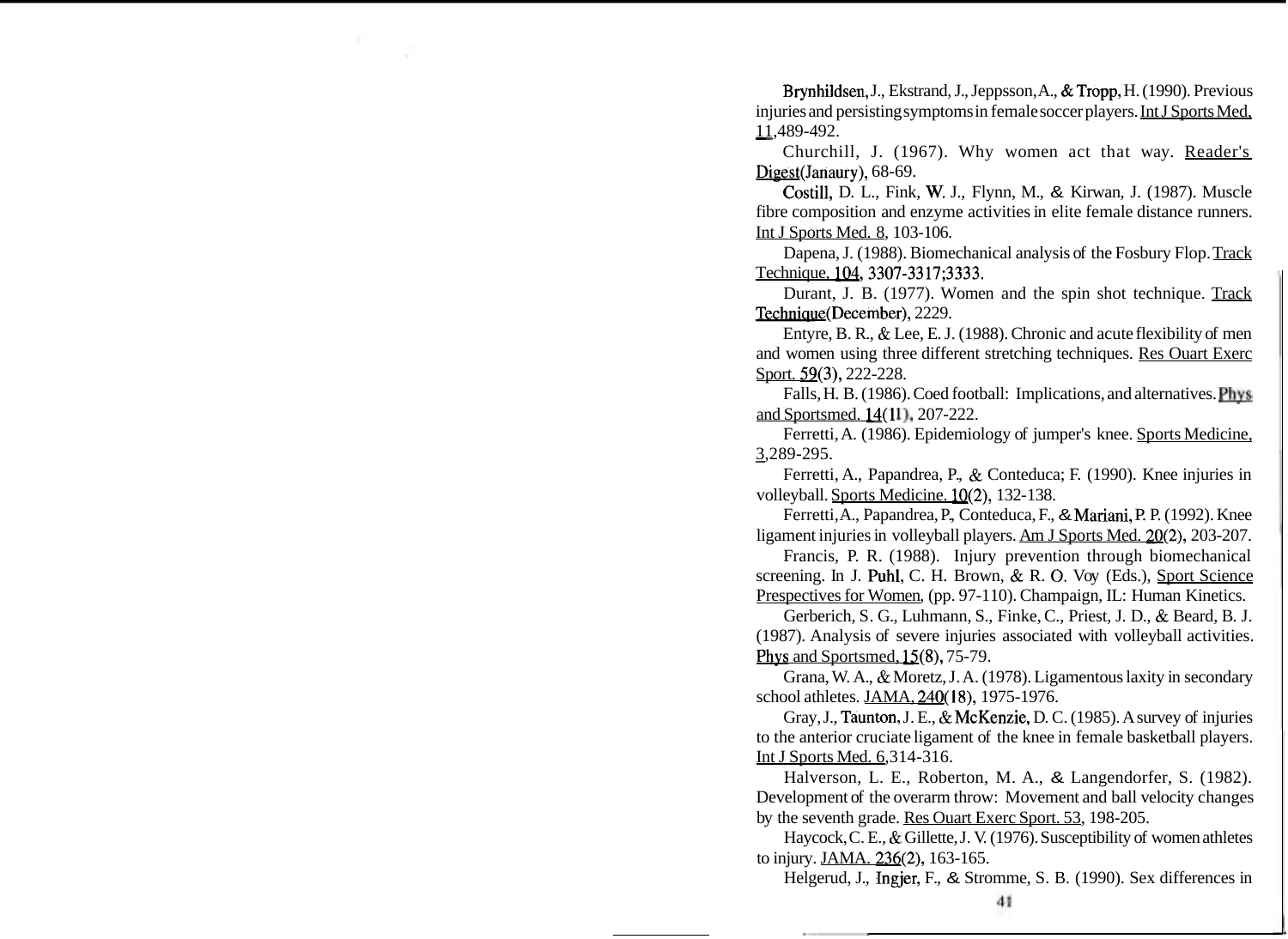Brynhildsen, J., Ekstrand, J., Jeppsson, A., & Tropp, H. (1990). Previous injuries and persisting symptoms in female soccer players. Int J Sports Med, 11, 489-492.

Churchill, J. (1967). Why women act that way. Reader's Digest (Janaury), 68-69.

Costill, D. L., Fink, W. J., Flynn, M., & Kirwan, J. (1987). Muscle fibre composition and enzyme activities in elite female distance runners. Int J Sports Med. 8, 103-106.

Dapena, J. (1988). Biomechanical analysis of the Fosbury Flop. Track Technique, 104, 3307-3317;3333.

Durant, J. B. (1977). Women and the spin shot technique. Track Technique (December), 2229.

Entyre, B. R., & Lee, E. J. (1988). Chronic and acute flexibility of men and women using three different stretching techniques. Res Ouart Exerc Sport. 59(3), 222-228.

Falls, H. B. (1986). Coed football: Implications, and alternatives. Phys and Sportsmed. 14(11), 207-222.

Ferretti, A. (1986). Epidemiology of jumper's knee. Sports Medicine, 3, 289-295.

Ferretti, A., Papandrea, P., & Conteduca; F. (1990). Knee injuries in volleyball. Sports Medicine. 10(2), 132-138.

Ferretti, A., Papandrea, P., Conteduca, F., & Mariani, P. P. (1992). Knee ligament injuries in volleyball players. Am J Sports Med. 20(2), 203-207.

Francis, P. R. (1988). Injury prevention through biomechanical screening. In J. Puhl, C. H. Brown, & R. O. Voy (Eds.), Sport Science Prespectives for Women, (pp. 97-110). Champaign, IL: Human Kinetics.

Gerberich, S. G., Luhmann, S., Finke, C., Priest, J. D., & Beard, B. J. (1987). Analysis of severe injuries associated with volleyball activities. Phys and Sportsmed, 15(8), 75-79.

Grana, W. A., & Moretz, J. A. (1978). Ligamentous laxity in secondary school athletes. JAMA, 240(18), 1975-1976.

Gray, J., Taunton, J. E., & McKenzie, D. C. (1985). A survey of injuries to the anterior cruciate ligament of the knee in female basketball players. Int J Sports Med. 6, 314-316.

Halverson, L. E., Roberton, M. A., & Langendorfer, S. (1982). Development of the overarm throw: Movement and ball velocity changes by the seventh grade. Res Ouart Exerc Sport. 53, 198-205.

Haycock, C. E., & Gillette, J. V. (1976). Susceptibility of women athletes to injury. JAMA. 236(2), 163-165.

Helgerud, J., Ingjer, F., & Stromme, S. B. (1990). Sex differences in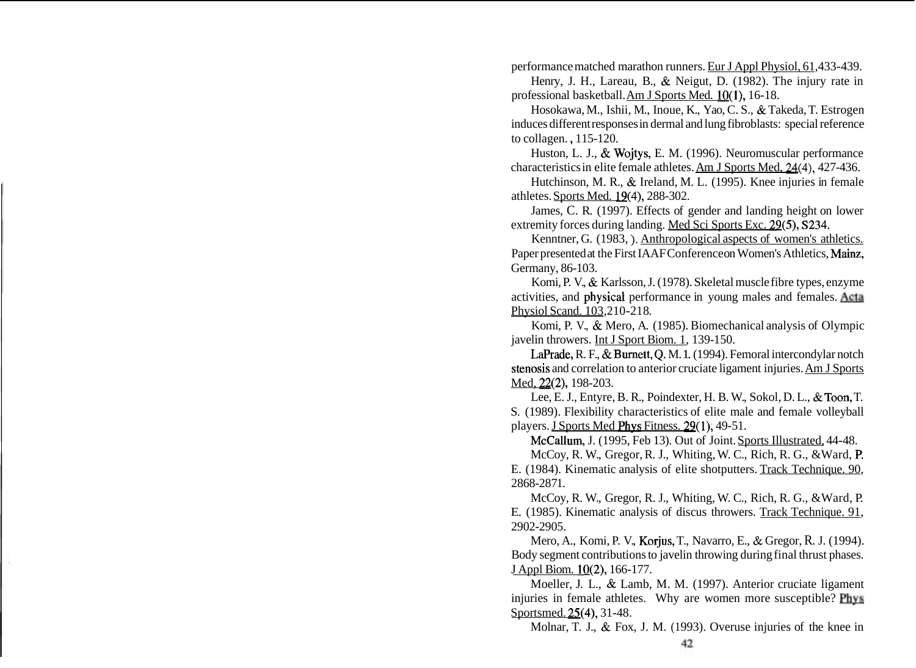performance matched marathon runners. Eur J Appl Physiol, 61,433-439.

Henry, J. H., Lareau, B., & Neigut, D. (1982). The injury rate in professional basketball. Am J Sports Med. 10(1), 16-18.

Hosokawa, M., Ishii, M., Inoue, K., Yao, C. S., & Takeda, T. Estrogen induces different responses in dermal and lung fibroblasts: special reference to collagen. , 115-120.

Huston, L. J., & Wojtys, E. M. (1996). Neuromuscular performance characteristics in elite female athletes. Am J Sports Med, 24(4), 427-436.

Hutchinson, M. R., & Ireland, M. L. (1995). Knee injuries in female athletes. Sports Med. 19(4), 288-302.

James, C. R. (1997). Effects of gender and landing height on lower extremity forces during landing. Med Sci Sports Exc. 29(5), S234.

Kenntner, G. (1983, ). Anthropological aspects of women's athletics. Paper presented at the First IAAF Conference on Women's Athletics, Mainz, Germany, 86-103.

Komi, P. V., & Karlsson, J. (1978). Skeletal muscle fibre types, enzyme activities, and physical performance in young males and females. Acta Physiol Scand. 103,210-218.

Komi, P. V., & Mero, A. (1985). Biomechanical analysis of Olympic javelin throwers. Int J Sport Biom. 1, 139-150.

LaPrade, R. F., & Burnett, Q. M. 1. (1994). Femoral intercondylar notch stenosis and correlation to anterior cruciate ligament injuries. Am J Sports Med, 22(2), 198-203.

Lee, E. J., Entyre, B. R., Poindexter, H. B. W., Sokol, D. L., & Toon, T. S. (1989). Flexibility characteristics of elite male and female volleyball players. J Sports Med Phys Fitness. 29(1), 49-51.

McCallum, J. (1995, Feb 13). Out of Joint. Sports Illustrated, 44-48.

McCoy, R. W., Gregor, R. J., Whiting, W. C., Rich, R. G., & Ward, P. E. (1984). Kinematic analysis of elite shotputters. Track Technique. 90, 2868-2871.

McCoy, R. W., Gregor, R. J., Whiting, W. C., Rich, R. G., & Ward, P. E. (1985). Kinematic analysis of discus throwers. Track Technique. 91, 2902-2905.

Mero, A., Komi, P. V., Korjus, T., Navarro, E., & Gregor, R. J. (1994). Body segment contributions to javelin throwing during final thrust phases. J Appl Biom. 10(2), 166-177.

Moeller, J. L., & Lamb, M. M. (1997). Anterior cruciate ligament injuries in female athletes. Why are women more susceptible? Phys Sportsmed. 25(4), 31-48.

Molnar, T. J., & Fox, J. M. (1993). Overuse injuries of the knee in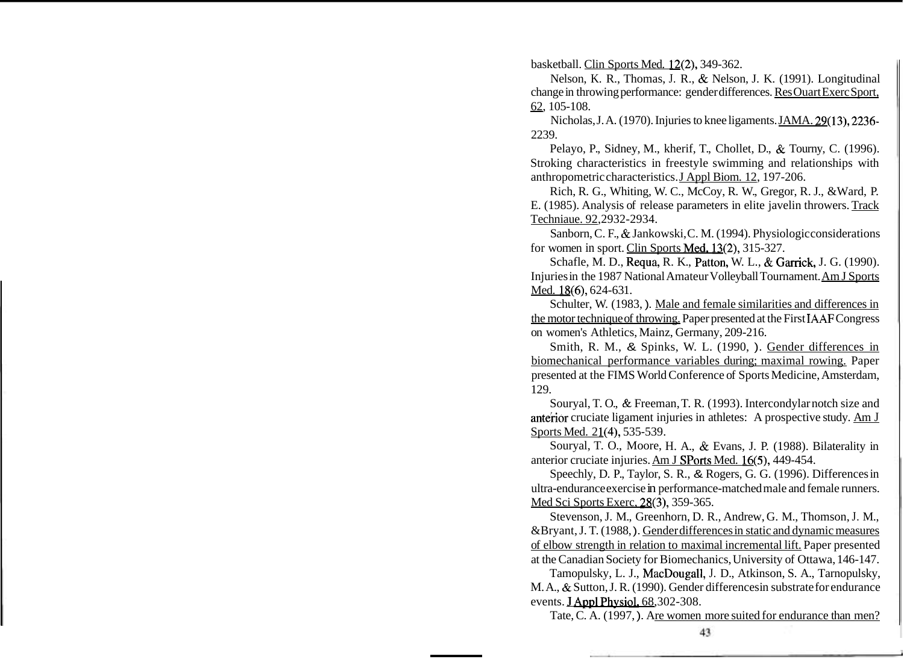basketball. Clin Sports Med. 12(2), 349-362.

Nelson, K. R., Thomas, J. R., & Nelson, J. K. (1991). Longitudinal change in throwing performance: gender differences. Res Ouart Exerc Sport, 62, 105-108.

Nicholas, J. A. (1970). Injuries to knee ligaments. JAMA. 29(13), 2236-2239.

Pelayo, P., Sidney, M., kherif, T., Chollet, D., & Tourny, C. (1996). Stroking characteristics in freestyle swimming and relationships with anthropometric characteristics. J Appl Biom. 12, 197-206.

Rich, R. G., Whiting, W. C., McCoy, R. W., Gregor, R. J., &Ward, P. E. (1985). Analysis of release parameters in elite javelin throwers. Track Techniaue. 92,2932-2934.

Sanborn, C. F., & Jankowski, C. M. (1994). Physiologic considerations for women in sport. Clin Sports Med. 13(2), 315-327.

Schafle, M. D., Requa, R. K., Patton, W. L., & Garrick, J. G. (1990). Injuries in the 1987 National Amateur Volleyball Tournament. Am J Sports Med. 18(6), 624-631.

Schulter, W. (1983, ). Male and female similarities and differences in the motor technique of throwing. Paper presented at the First IAAF Congress on women's Athletics, Mainz, Germany, 209-216.

Smith, R. M., & Spinks, W. L. (1990, ). Gender differences in biomechanical performance variables during; maximal rowing. Paper presented at the FIMS World Conference of Sports Medicine, Amsterdam, 129.

Souryal, T. O., & Freeman, T. R. (1993). Intercondylar notch size and anterior cruciate ligament injuries in athletes: A prospective study. Am J Sports Med. 21(4), 535-539.

Souryal, T. O., Moore, H. A., & Evans, J. P. (1988). Bilaterality in anterior cruciate injuries. Am J SPorts Med. 16(5), 449-454.

Speechly, D. P., Taylor, S. R., & Rogers, G. G. (1996). Differences in ultra-endurance exercise in performance-matched male and female runners. Med Sci Sports Exerc. 28(3), 359-365.

Stevenson, J. M., Greenhorn, D. R., Andrew, G. M., Thomson, J. M., &Bryant, J. T. (1988, ). Gender differences in static and dynamic measures of elbow strength in relation to maximal incremental lift. Paper presented at the Canadian Society for Biomechanics, University of Ottawa, 146-147.

Tamopulsky, L. J., MacDougall, J. D., Atkinson, S. A., Tarnopulsky, M. A., & Sutton, J. R. (1990). Gender differences in substrate for endurance events. J Appl Physiol. 68,302-308.

Tate, C. A. (1997, ). Are women more suited for endurance than men?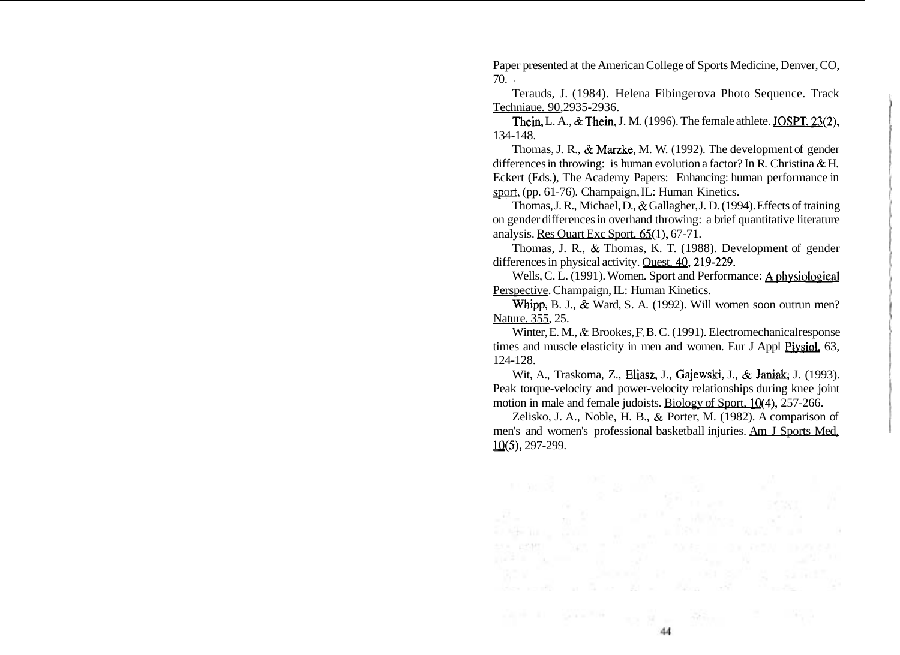Paper presented at the American College of Sports Medicine, Denver, CO, 70.

Terauds, J. (1984). Helena Fibingerova Photo Sequence. Track Techniaue. 90,2935-2936.

Thein, L. A., & Thein, J. M. (1996). The female athlete. JOSPT. 23(2), 134-148.

Thomas, J. R., & Marzke, M. W. (1992). The development of gender differences in throwing: is human evolution a factor? In R. Christina & H. Eckert (Eds.), The Academy Papers: Enhancing: human performance in sport, (pp. 61-76). Champaign, IL: Human Kinetics.

Thomas, J. R., Michael, D., & Gallagher, J. D. (1994). Effects of training on gender differences in overhand throwing: a brief quantitative literature analysis. Res Ouart Exc Sport. 65(1), 67-71.

Thomas, J. R., & Thomas, K. T. (1988). Development of gender differences in physical activity. Quest. 40, 219-229.

Wells, C. L. (1991). Women. Sport and Performance: A physiological Perspective. Champaign, IL: Human Kinetics.

Whipp, B. J., & Ward, S. A. (1992). Will women soon outrun men? Nature. 355, 25.

Winter, E. M., & Brookes, F. B. C. (1991). Electromechanical response times and muscle elasticity in men and women. Eur J Appl Piysiol. 63, 124-128.

Wit, A., Traskoma, Z., Eliasz, J., Gajewski, J., & Janiak, J. (1993). Peak torque-velocity and power-velocity relationships during knee joint motion in male and female judoists. Biology of Sport, 10(4), 257-266.

Zelisko, J. A., Noble, H. B., & Porter, M. (1982). A comparison of men's and women's professional basketball injuries. Am J Sports Med, 10(5), 297-299.